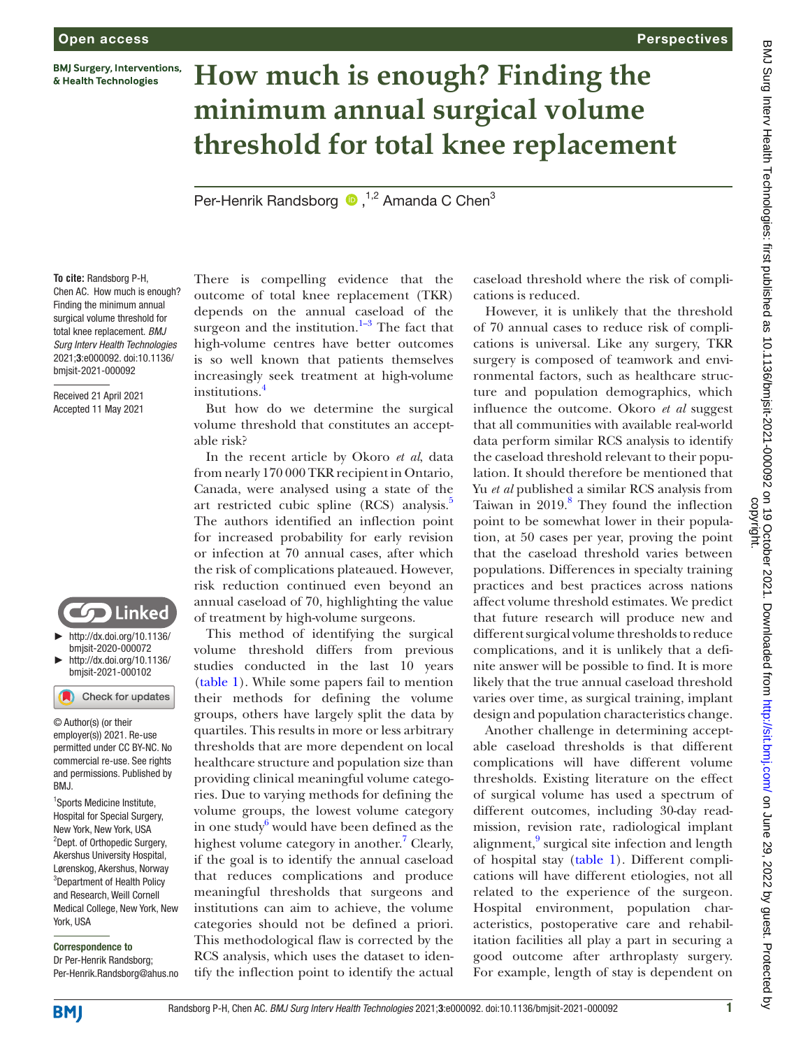Open access

Perspectives

# How much is enough? Finding the minimum annual surgical volume threshold for total knee replacement

Per-Henrik Randsborg,[1,2] Amanda C Chen[3]

**To cite:** Randsborg P-H, Chen AC. How much is enough? Finding the minimum annual surgical volume threshold for total knee replacement. *BMJ Surg Interv Health Technologies* 2021;**3**:e000092. doi:10.1136/bmjsit-2021-000092

Received 21 April 2021
Accepted 11 May 2021

Linked

- http://dx.doi.org/10.1136/bmjsit-2020-000072
- http://dx.doi.org/10.1136/bmjsit-2021-000102

© Author(s) (or their employer(s)) 2021. Re-use permitted under CC BY-NC. No commercial re-use. See rights and permissions. Published by BMJ.

[1]Sports Medicine Institute, Hospital for Special Surgery, New York, New York, USA
[2]Dept. of Orthopedic Surgery, Akershus University Hospital, Lørenskog, Akershus, Norway
[3]Department of Health Policy and Research, Weill Cornell Medical College, New York, New York, USA

**Correspondence to**
Dr Per-Henrik Randsborg;
Per-Henrik.Randsborg@ahus.no

There is compelling evidence that the outcome of total knee replacement (TKR) depends on the annual caseload of the surgeon and the institution.[1–3] The fact that high-volume centres have better outcomes is so well known that patients themselves increasingly seek treatment at high-volume institutions.[4]

But how do we determine the surgical volume threshold that constitutes an acceptable risk?

In the recent article by Okoro *et al*, data from nearly 170 000 TKR recipient in Ontario, Canada, were analysed using a state of the art restricted cubic spline (RCS) analysis.[5] The authors identified an inflection point for increased probability for early revision or infection at 70 annual cases, after which the risk of complications plateaued. However, risk reduction continued even beyond an annual caseload of 70, highlighting the value of treatment by high-volume surgeons.

This method of identifying the surgical volume threshold differs from previous studies conducted in the last 10 years (table 1). While some papers fail to mention their methods for defining the volume groups, others have largely split the data by quartiles. This results in more or less arbitrary thresholds that are more dependent on local healthcare structure and population size than providing clinical meaningful volume categories. Due to varying methods for defining the volume groups, the lowest volume category in one study[6] would have been defined as the highest volume category in another.[7] Clearly, if the goal is to identify the annual caseload that reduces complications and produce meaningful thresholds that surgeons and institutions can aim to achieve, the volume categories should not be defined a priori. This methodological flaw is corrected by the RCS analysis, which uses the dataset to identify the inflection point to identify the actual caseload threshold where the risk of complications is reduced.

However, it is unlikely that the threshold of 70 annual cases to reduce risk of complications is universal. Like any surgery, TKR surgery is composed of teamwork and environmental factors, such as healthcare structure and population demographics, which influence the outcome. Okoro *et al* suggest that all communities with available real-world data perform similar RCS analysis to identify the caseload threshold relevant to their population. It should therefore be mentioned that Yu *et al* published a similar RCS analysis from Taiwan in 2019.[8] They found the inflection point to be somewhat lower in their population, at 50 cases per year, proving the point that the caseload threshold varies between populations. Differences in specialty training practices and best practices across nations affect volume threshold estimates. We predict that future research will produce new and different surgical volume thresholds to reduce complications, and it is unlikely that a definite answer will be possible to find. It is more likely that the true annual caseload threshold varies over time, as surgical training, implant design and population characteristics change.

Another challenge in determining acceptable caseload thresholds is that different complications will have different volume thresholds. Existing literature on the effect of surgical volume has used a spectrum of different outcomes, including 30-day readmission, revision rate, radiological implant alignment,[9] surgical site infection and length of hospital stay (table 1). Different complications will have different etiologies, not all related to the experience of the surgeon. Hospital environment, population characteristics, postoperative care and rehabilitation facilities all play a part in securing a good outcome after arthroplasty surgery. For example, length of stay is dependent on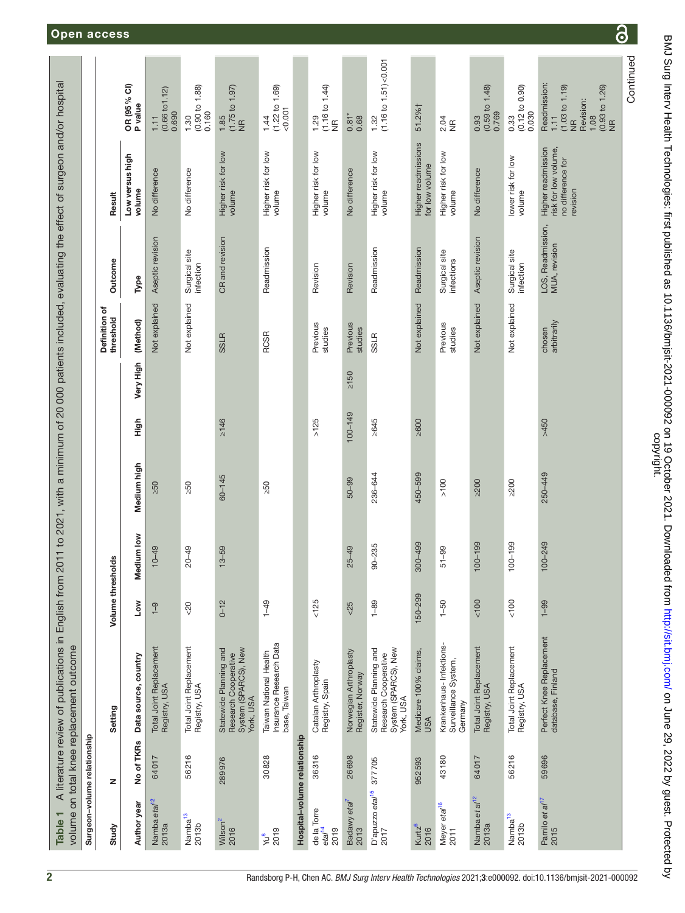**Table 1** A literature review of publications in English from 2011 to 2021, with a minimum of 20 000 patients included, evaluating the effect of surgeon and/or hospital volume on total knee replacement outcome

| Study | N | Setting | Volume thresholds | | | | | Definition of threshold | Outcome | Result | |
|---|---|---|---|---|---|---|---|---|---|---|---|
| Author year | No of TKRs | Data source, country | Low | Medium low | Medium high | High | Very High | (Method) | Type | Low versus high volume | OR (95% CI) P value |
| **Surgeon–volume relationship** | | | | | | | | | | | |
| Namba *et al*[12] 2013a | 64017 | Total Joint Replacement Registry, USA | 1–9 | 10–49 | ≥50 | | | Not explained | Aseptic revision | No difference | 1.11 (0.66 to1.12) 0.690 |
| Namba[13] 2013b | 56216 | Total Joint Replacement Registry, USA | <20 | 20–49 | ≥50 | | | Not explained | Surgical site infection | No difference | 1.30 (0.90 to 1.88) 0.160 |
| Wilson[2] 2016 | 289976 | Statewide Planning and Research Cooperative System (SPARCS), New York, USA | 0–12 | 13–59 | 60–145 | ≥146 | | SSLR | CR and revision | Higher risk for low volume | 1.85 (1.75 to 1.97) NR |
| Yu[8] 2019 | 30828 | Taiwan National Health Insurance Research Data base, Taiwan | 1–49 | | ≥50 | | | RCSR | Readmission | Higher risk for low volume | 1.44 (1.22 to 1.69) <0.001 |
| **Hospital–volume relationship** | | | | | | | | | | | |
| de la Torre *et al*[14] 2019 | 36316 | Catalan Arthroplasty Registry, Spain | <125 | | | >125 | | Previous studies | Revision | Higher risk for low volume | 1.29 (1.16 to 1.44) NR |
| Badawy *et al*[7] 2013 | 26698 | Norwegian Arthroplasty Register, Norway | <25 | 25–49 | 50–99 | 100–149 | ≥150 | Previous studies | Revision | No difference | 0.81* 0.68 |
| D'apuzzo *et al*[15] 2017 | 377705 | Statewide Planning and Research Cooperative System (SPARCS), New York, USA | 1–89 | 90–235 | 236–644 | ≥645 | | SSLR | Readmission | Higher risk for low volume | 1.32 (1.16 to 1.51)<0.001 |
| Kurtz[6] 2016 | 952593 | Medicare 100% claims, USA | 150–299 | 300–499 | 450–599 | ≥600 | | Not explained | Readmission | Higher readmissions for low volume | 51.2%† |
| Meyer *et al*[16] 2011 | 43180 | Krankenhaus- Infektions-Surveillance System, Germany | 1–50 | 51–99 | >100 | | | Previous studies | Surgical site infections | Higher risk for low volume | 2.04 NR |
| Namba *et al*[12] 2013a | 64017 | Total Joint Replacement Registry, USA | <100 | 100–199 | ≥200 | | | Not explained | Aseptic revision | No difference | 0.93 (0.59 to 1.48) 0.769 |
| Namba[13] 2013b | 56216 | Total Joint Replacement Registry, USA | <100 | 100–199 | ≥200 | | | Not explained | Surgical site infection | lower risk for low volume | 0.33 (0.12 to 0.90) 0.030 |
| Pamilo *et al*[17] 2015 | 59696 | Perfect Knee Replacement database, Finland | 1–99 | 100–249 | 250–449 | >450 | | chosen arbitrarily | LOS, Readmission, MUA, revision | Higher readmission risk for low volume, no difference for revision | Readmission: 1.11 (1.03 to 1.19) NR Revision: 1.08 (0.93 to 1.26) NR |

Continued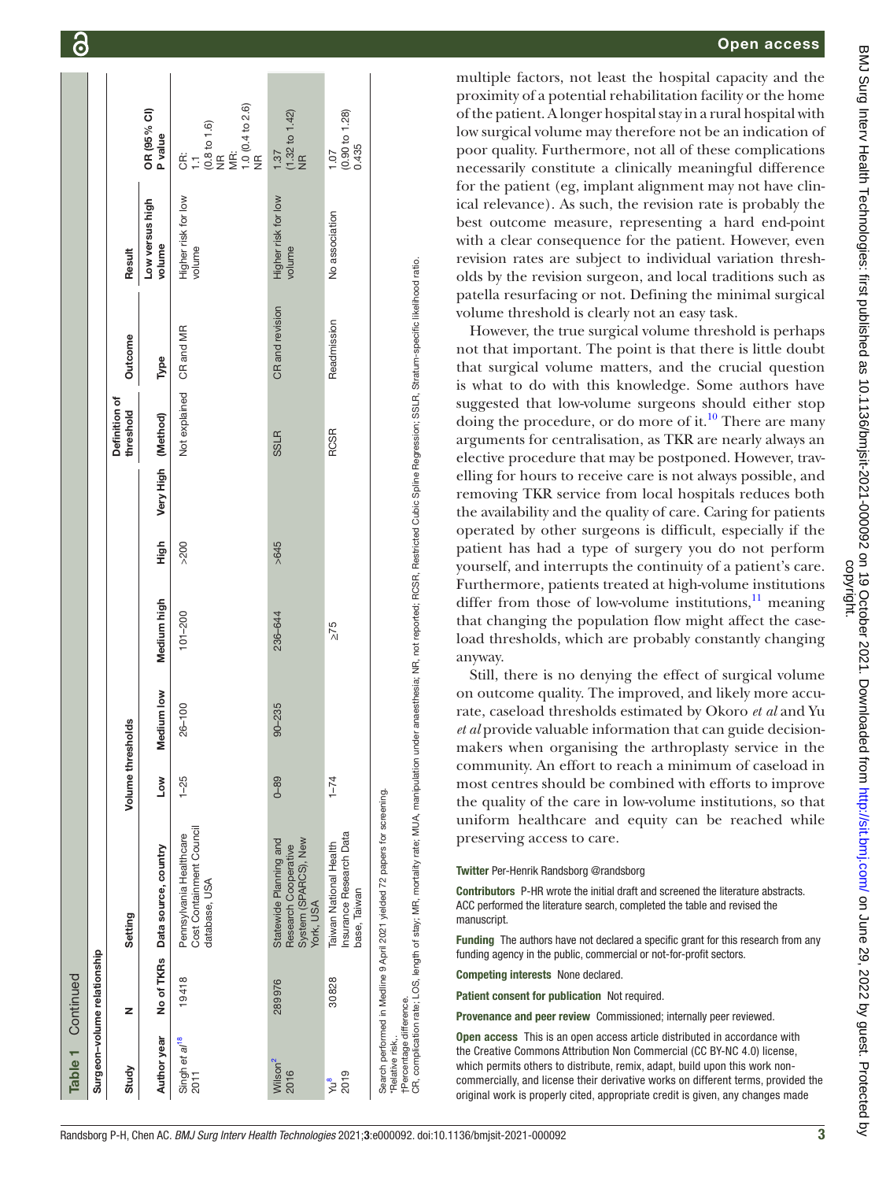**Table 1** Continued

| Study | N | Setting | Volume thresholds | | | | | | Definition of threshold | Outcome | Result | OR (95% CI) |
|---|---|---|---|---|---|---|---|---|---|---|---|---|
| **Surgeon–volume relationship** | | | | | | | | | | | | |
| Author year | No of TKRs | Data source, country | Low | Medium low | Medium high | High | Very High | | (Method) | Type | Low versus high volume | P value |
| Singh *et al*[18] 2011 | 19 418 | Pennsylvania Healthcare Cost Containment Council database, USA | 1–25 | 26–100 | 101–200 | >200 | | | Not explained | CR and MR | Higher risk for low volume | CR: 1.1 (0.8 to 1.6) NR MR: 1.0 (0.4 to 2.6) NR |
| Wilson[2] 2016 | 289 976 | Statewide Planning and Research Cooperative System (SPARCS), New York, USA | 0–89 | 90–235 | 236–644 | >645 | | | SSLR | CR and revision | Higher risk for low volume | 1.37 (1.32 to 1.42) NR |
| Yu[8] 2019 | 30 828 | Taiwan National Health Insurance Research Database, Taiwan | 1–74 | | ≥75 | | | | RCSR | Readmission | No association | 1.07 (0.90 to 1.28) 0.435 |

Search performed in Medline 9 April 2021 yielded 72 papers for screening.
*Relative risk.
†Percentage difference.
CR, complication rate; LOS, length of stay; MR, mortality rate; MUA, manipulation under anaesthesia; NR, not reported; RCSR, Restricted Cubic Spline Regression; SSLR, Stratum-specific likelihood ratio.

multiple factors, not least the hospital capacity and the proximity of a potential rehabilitation facility or the home of the patient. A longer hospital stay in a rural hospital with low surgical volume may therefore not be an indication of poor quality. Furthermore, not all of these complications necessarily constitute a clinically meaningful difference for the patient (eg, implant alignment may not have clinical relevance). As such, the revision rate is probably the best outcome measure, representing a hard end-point with a clear consequence for the patient. However, even revision rates are subject to individual variation thresholds by the revision surgeon, and local traditions such as patella resurfacing or not. Defining the minimal surgical volume threshold is clearly not an easy task.

However, the true surgical volume threshold is perhaps not that important. The point is that there is little doubt that surgical volume matters, and the crucial question is what to do with this knowledge. Some authors have suggested that low-volume surgeons should either stop doing the procedure, or do more of it.[10] There are many arguments for centralisation, as TKR are nearly always an elective procedure that may be postponed. However, travelling for hours to receive care is not always possible, and removing TKR service from local hospitals reduces both the availability and the quality of care. Caring for patients operated by other surgeons is difficult, especially if the patient has had a type of surgery you do not perform yourself, and interrupts the continuity of a patient's care. Furthermore, patients treated at high-volume institutions differ from those of low-volume institutions,[11] meaning that changing the population flow might affect the caseload thresholds, which are probably constantly changing anyway.

Still, there is no denying the effect of surgical volume on outcome quality. The improved, and likely more accurate, caseload thresholds estimated by Okoro *et al* and Yu *et al* provide valuable information that can guide decision-makers when organising the arthroplasty service in the community. An effort to reach a minimum of caseload in most centres should be combined with efforts to improve the quality of the care in low-volume institutions, so that uniform healthcare and equity can be reached while preserving access to care.

**Twitter** Per-Henrik Randsborg @randsborg

**Contributors** P-HR wrote the initial draft and screened the literature abstracts. ACC performed the literature search, completed the table and revised the manuscript.

**Funding** The authors have not declared a specific grant for this research from any funding agency in the public, commercial or not-for-profit sectors.

**Competing interests** None declared.

**Patient consent for publication** Not required.

**Provenance and peer review** Commissioned; internally peer reviewed.

**Open access** This is an open access article distributed in accordance with the Creative Commons Attribution Non Commercial (CC BY-NC 4.0) license, which permits others to distribute, remix, adapt, build upon this work non-commercially, and license their derivative works on different terms, provided the original work is properly cited, appropriate credit is given, any changes made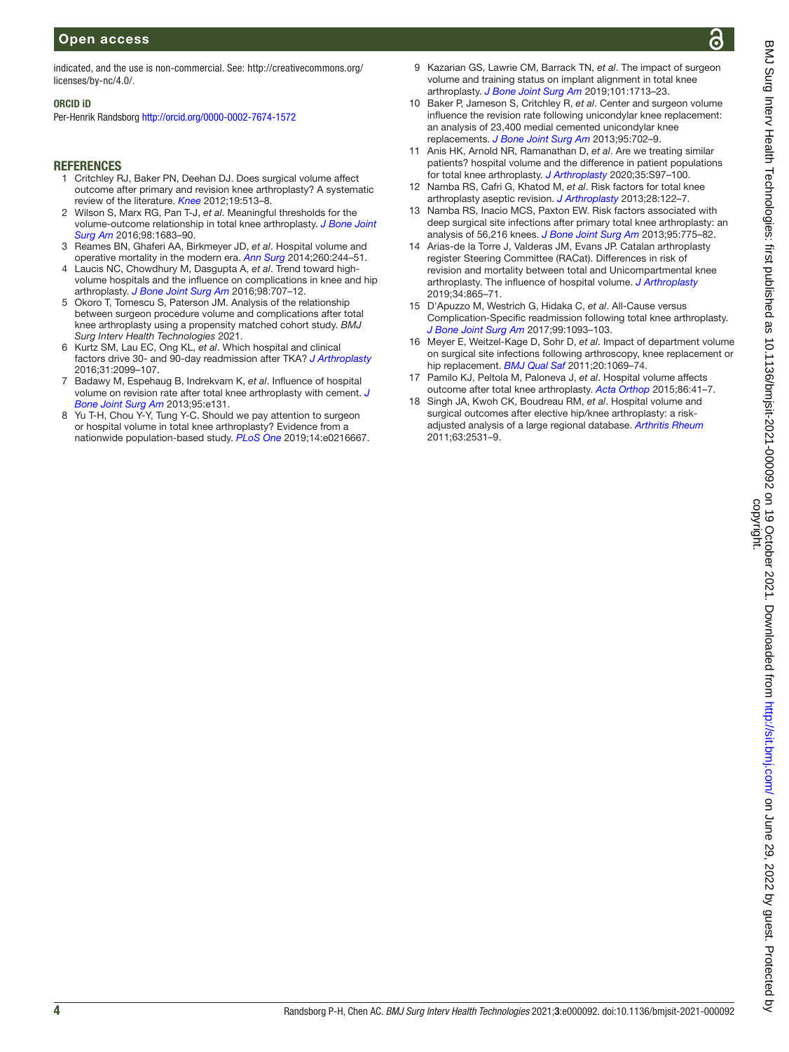indicated, and the use is non-commercial. See: http://creativecommons.org/licenses/by-nc/4.0/.

### ORCID iD

Per-Henrik Randsborg http://orcid.org/0000-0002-7674-1572

## REFERENCES

1. Critchley RJ, Baker PN, Deehan DJ. Does surgical volume affect outcome after primary and revision knee arthroplasty? A systematic review of the literature. *Knee* 2012;19:513–8.
2. Wilson S, Marx RG, Pan T-J, *et al*. Meaningful thresholds for the volume-outcome relationship in total knee arthroplasty. *J Bone Joint Surg Am* 2016;98:1683–90.
3. Reames BN, Ghaferi AA, Birkmeyer JD, *et al*. Hospital volume and operative mortality in the modern era. *Ann Surg* 2014;260:244–51.
4. Laucis NC, Chowdhury M, Dasgupta A, *et al*. Trend toward high-volume hospitals and the influence on complications in knee and hip arthroplasty. *J Bone Joint Surg Am* 2016;98:707–12.
5. Okoro T, Tomescu S, Paterson JM. Analysis of the relationship between surgeon procedure volume and complications after total knee arthroplasty using a propensity matched cohort study. *BMJ Surg Interv Health Technologies* 2021.
6. Kurtz SM, Lau EC, Ong KL, *et al*. Which hospital and clinical factors drive 30- and 90-day readmission after TKA? *J Arthroplasty* 2016;31:2099–107.
7. Badawy M, Espehaug B, Indrekvam K, *et al*. Influence of hospital volume on revision rate after total knee arthroplasty with cement. *J Bone Joint Surg Am* 2013;95:e131.
8. Yu T-H, Chou Y-Y, Tung Y-C. Should we pay attention to surgeon or hospital volume in total knee arthroplasty? Evidence from a nationwide population-based study. *PLoS One* 2019;14:e0216667.
9. Kazarian GS, Lawrie CM, Barrack TN, *et al*. The impact of surgeon volume and training status on implant alignment in total knee arthroplasty. *J Bone Joint Surg Am* 2019;101:1713–23.
10. Baker P, Jameson S, Critchley R, *et al*. Center and surgeon volume influence the revision rate following unicondylar knee replacement: an analysis of 23,400 medial cemented unicondylar knee replacements. *J Bone Joint Surg Am* 2013;95:702–9.
11. Anis HK, Arnold NR, Ramanathan D, *et al*. Are we treating similar patients? hospital volume and the difference in patient populations for total knee arthroplasty. *J Arthroplasty* 2020;35:S97–100.
12. Namba RS, Cafri G, Khatod M, *et al*. Risk factors for total knee arthroplasty aseptic revision. *J Arthroplasty* 2013;28:122–7.
13. Namba RS, Inacio MCS, Paxton EW. Risk factors associated with deep surgical site infections after primary total knee arthroplasty: an analysis of 56,216 knees. *J Bone Joint Surg Am* 2013;95:775–82.
14. Arias-de la Torre J, Valderas JM, Evans JP. Catalan arthroplasty register Steering Committee (RACat). Differences in risk of revision and mortality between total and Unicompartmental knee arthroplasty. The influence of hospital volume. *J Arthroplasty* 2019;34:865–71.
15. D'Apuzzo M, Westrich G, Hidaka C, *et al*. All-Cause versus Complication-Specific readmission following total knee arthroplasty. *J Bone Joint Surg Am* 2017;99:1093–103.
16. Meyer E, Weitzel-Kage D, Sohr D, *et al*. Impact of department volume on surgical site infections following arthroscopy, knee replacement or hip replacement. *BMJ Qual Saf* 2011;20:1069–74.
17. Pamilo KJ, Peltola M, Paloneva J, *et al*. Hospital volume affects outcome after total knee arthroplasty. *Acta Orthop* 2015;86:41–7.
18. Singh JA, Kwoh CK, Boudreau RM, *et al*. Hospital volume and surgical outcomes after elective hip/knee arthroplasty: a risk-adjusted analysis of a large regional database. *Arthritis Rheum* 2011;63:2531–9.